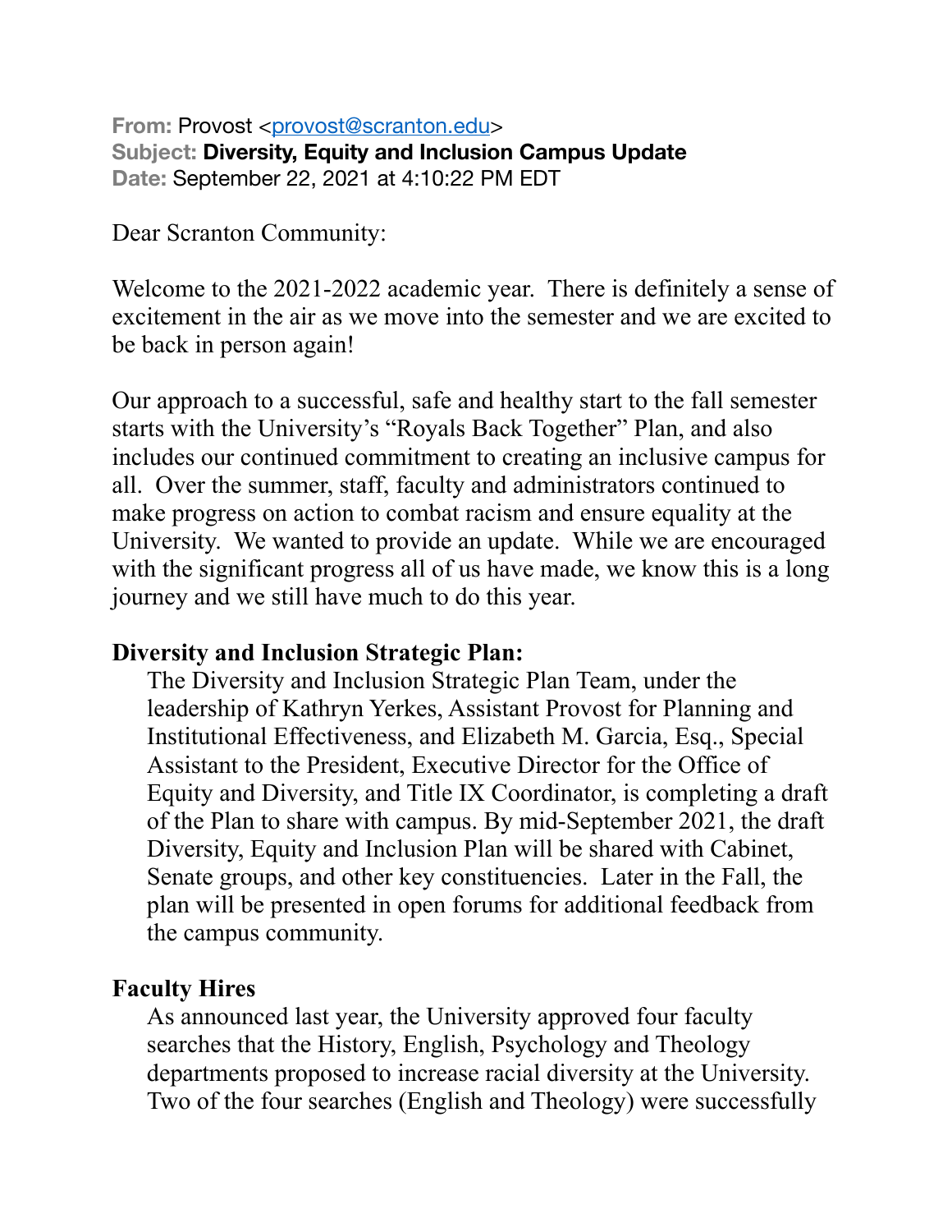**From:** Provost <provost@scranton.edu>
**Subject:** **Diversity, Equity and Inclusion Campus Update**
**Date:** September 22, 2021 at 4:10:22 PM EDT

Dear Scranton Community:

Welcome to the 2021-2022 academic year. There is definitely a sense of excitement in the air as we move into the semester and we are excited to be back in person again!

Our approach to a successful, safe and healthy start to the fall semester starts with the University's "Royals Back Together" Plan, and also includes our continued commitment to creating an inclusive campus for all. Over the summer, staff, faculty and administrators continued to make progress on action to combat racism and ensure equality at the University. We wanted to provide an update. While we are encouraged with the significant progress all of us have made, we know this is a long journey and we still have much to do this year.

**Diversity and Inclusion Strategic Plan:**

The Diversity and Inclusion Strategic Plan Team, under the leadership of Kathryn Yerkes, Assistant Provost for Planning and Institutional Effectiveness, and Elizabeth M. Garcia, Esq., Special Assistant to the President, Executive Director for the Office of Equity and Diversity, and Title IX Coordinator, is completing a draft of the Plan to share with campus. By mid-September 2021, the draft Diversity, Equity and Inclusion Plan will be shared with Cabinet, Senate groups, and other key constituencies. Later in the Fall, the plan will be presented in open forums for additional feedback from the campus community.

**Faculty Hires**

As announced last year, the University approved four faculty searches that the History, English, Psychology and Theology departments proposed to increase racial diversity at the University. Two of the four searches (English and Theology) were successfully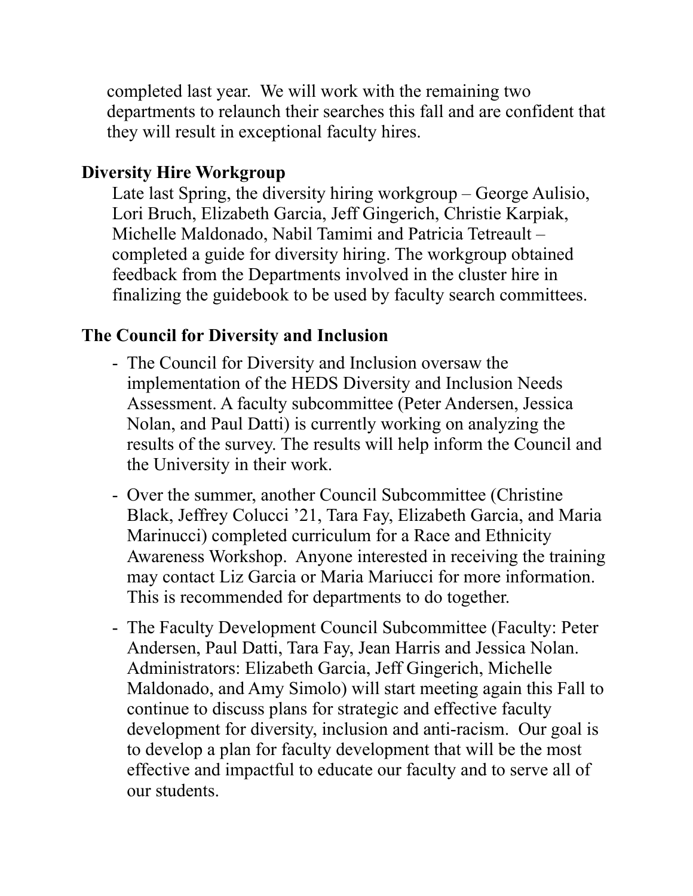completed last year. We will work with the remaining two departments to relaunch their searches this fall and are confident that they will result in exceptional faculty hires.

## Diversity Hire Workgroup

Late last Spring, the diversity hiring workgroup – George Aulisio, Lori Bruch, Elizabeth Garcia, Jeff Gingerich, Christie Karpiak, Michelle Maldonado, Nabil Tamimi and Patricia Tetreault – completed a guide for diversity hiring. The workgroup obtained feedback from the Departments involved in the cluster hire in finalizing the guidebook to be used by faculty search committees.

## The Council for Diversity and Inclusion

- The Council for Diversity and Inclusion oversaw the implementation of the HEDS Diversity and Inclusion Needs Assessment. A faculty subcommittee (Peter Andersen, Jessica Nolan, and Paul Datti) is currently working on analyzing the results of the survey. The results will help inform the Council and the University in their work.
- Over the summer, another Council Subcommittee (Christine Black, Jeffrey Colucci '21, Tara Fay, Elizabeth Garcia, and Maria Marinucci) completed curriculum for a Race and Ethnicity Awareness Workshop. Anyone interested in receiving the training may contact Liz Garcia or Maria Mariucci for more information. This is recommended for departments to do together.
- The Faculty Development Council Subcommittee (Faculty: Peter Andersen, Paul Datti, Tara Fay, Jean Harris and Jessica Nolan. Administrators: Elizabeth Garcia, Jeff Gingerich, Michelle Maldonado, and Amy Simolo) will start meeting again this Fall to continue to discuss plans for strategic and effective faculty development for diversity, inclusion and anti-racism. Our goal is to develop a plan for faculty development that will be the most effective and impactful to educate our faculty and to serve all of our students.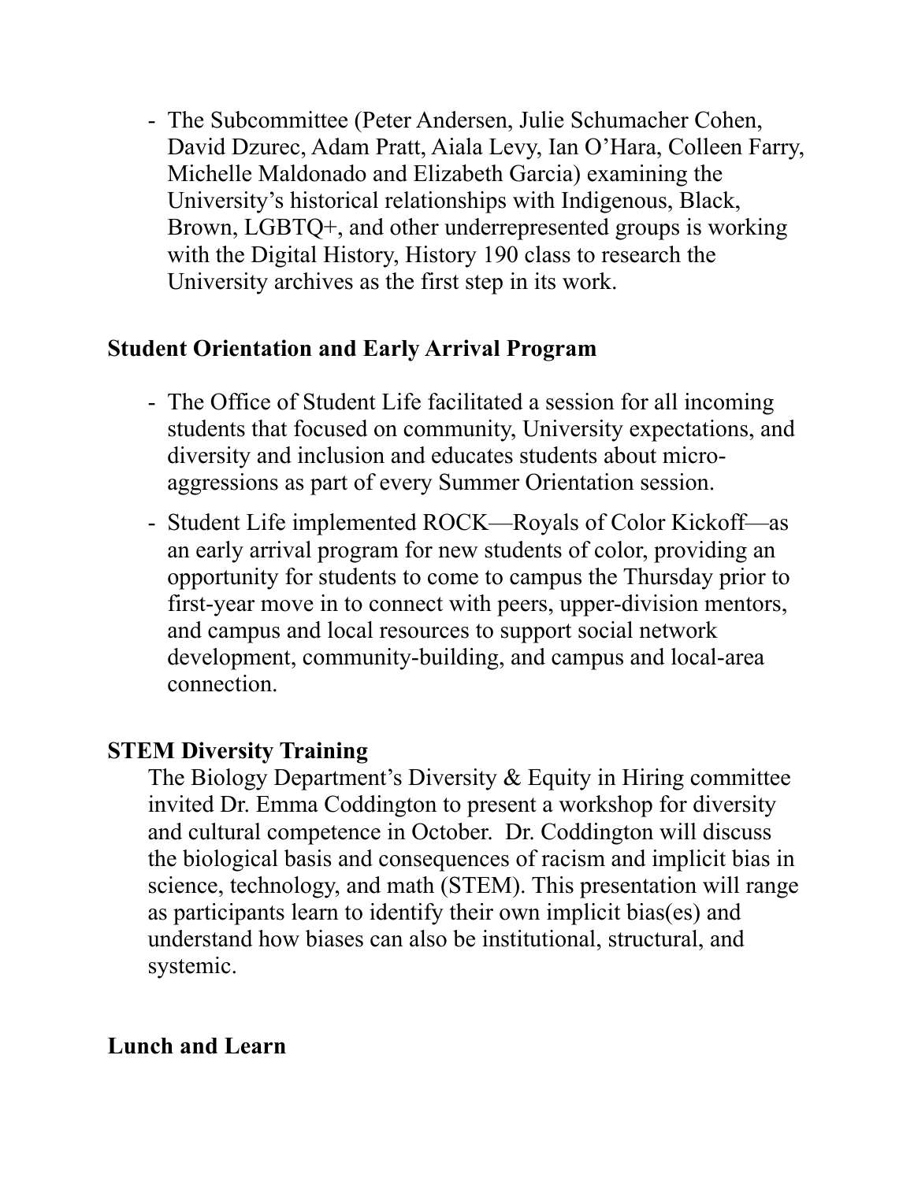- The Subcommittee (Peter Andersen, Julie Schumacher Cohen, David Dzurec, Adam Pratt, Aiala Levy, Ian O'Hara, Colleen Farry, Michelle Maldonado and Elizabeth Garcia) examining the University's historical relationships with Indigenous, Black, Brown, LGBTQ+, and other underrepresented groups is working with the Digital History, History 190 class to research the University archives as the first step in its work.

**Student Orientation and Early Arrival Program**

- The Office of Student Life facilitated a session for all incoming students that focused on community, University expectations, and diversity and inclusion and educates students about micro-aggressions as part of every Summer Orientation session.
- Student Life implemented ROCK—Royals of Color Kickoff—as an early arrival program for new students of color, providing an opportunity for students to come to campus the Thursday prior to first-year move in to connect with peers, upper-division mentors, and campus and local resources to support social network development, community-building, and campus and local-area connection.

**STEM Diversity Training**

The Biology Department's Diversity & Equity in Hiring committee invited Dr. Emma Coddington to present a workshop for diversity and cultural competence in October. Dr. Coddington will discuss the biological basis and consequences of racism and implicit bias in science, technology, and math (STEM). This presentation will range as participants learn to identify their own implicit bias(es) and understand how biases can also be institutional, structural, and systemic.

**Lunch and Learn**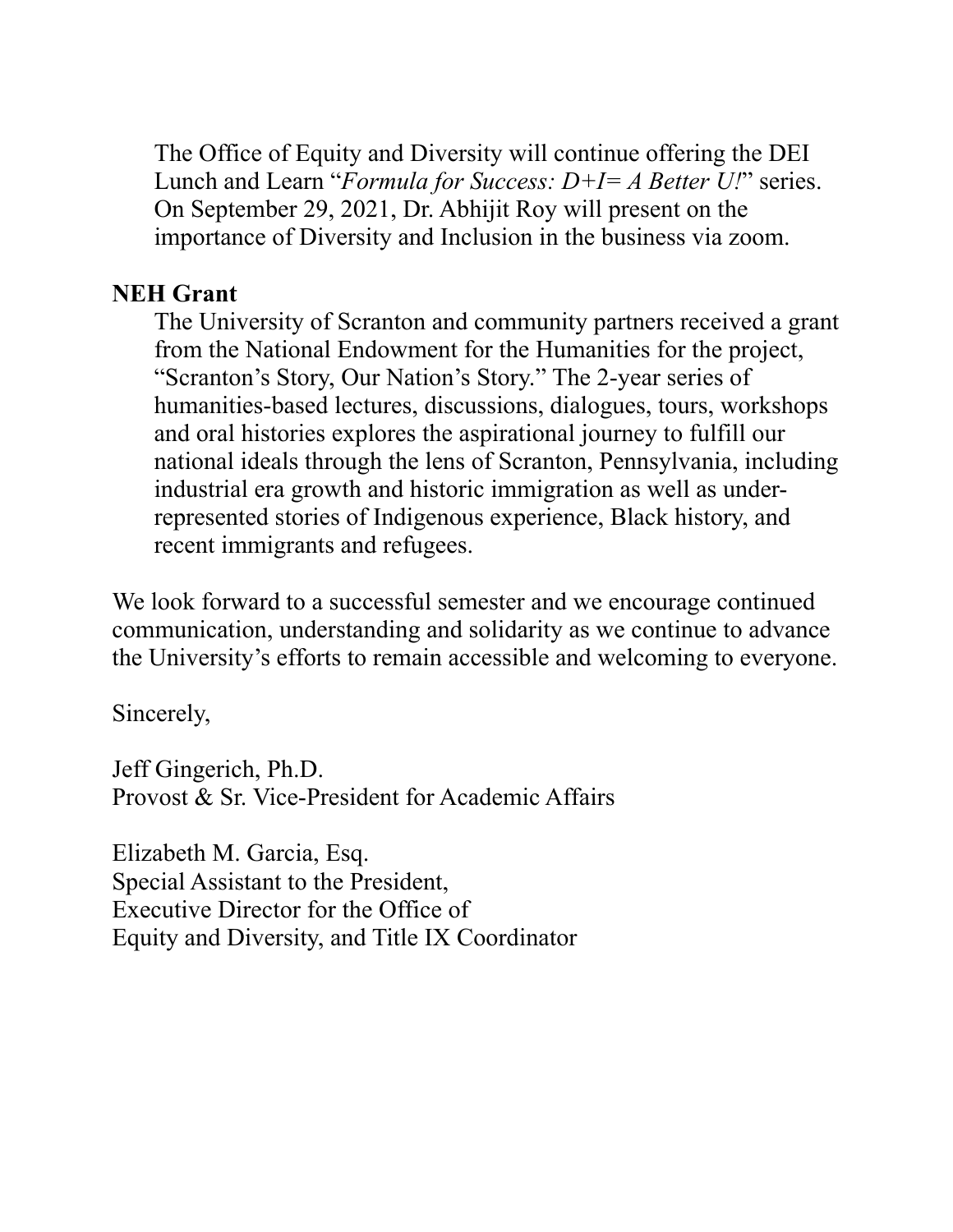The Office of Equity and Diversity will continue offering the DEI Lunch and Learn "*Formula for Success: D+I= A Better U!*" series. On September 29, 2021, Dr. Abhijit Roy will present on the importance of Diversity and Inclusion in the business via zoom.

**NEH Grant**

The University of Scranton and community partners received a grant from the National Endowment for the Humanities for the project, "Scranton's Story, Our Nation's Story." The 2-year series of humanities-based lectures, discussions, dialogues, tours, workshops and oral histories explores the aspirational journey to fulfill our national ideals through the lens of Scranton, Pennsylvania, including industrial era growth and historic immigration as well as under-represented stories of Indigenous experience, Black history, and recent immigrants and refugees.

We look forward to a successful semester and we encourage continued communication, understanding and solidarity as we continue to advance the University's efforts to remain accessible and welcoming to everyone.

Sincerely,

Jeff Gingerich, Ph.D.
Provost & Sr. Vice-President for Academic Affairs

Elizabeth M. Garcia, Esq.
Special Assistant to the President,
Executive Director for the Office of
Equity and Diversity, and Title IX Coordinator